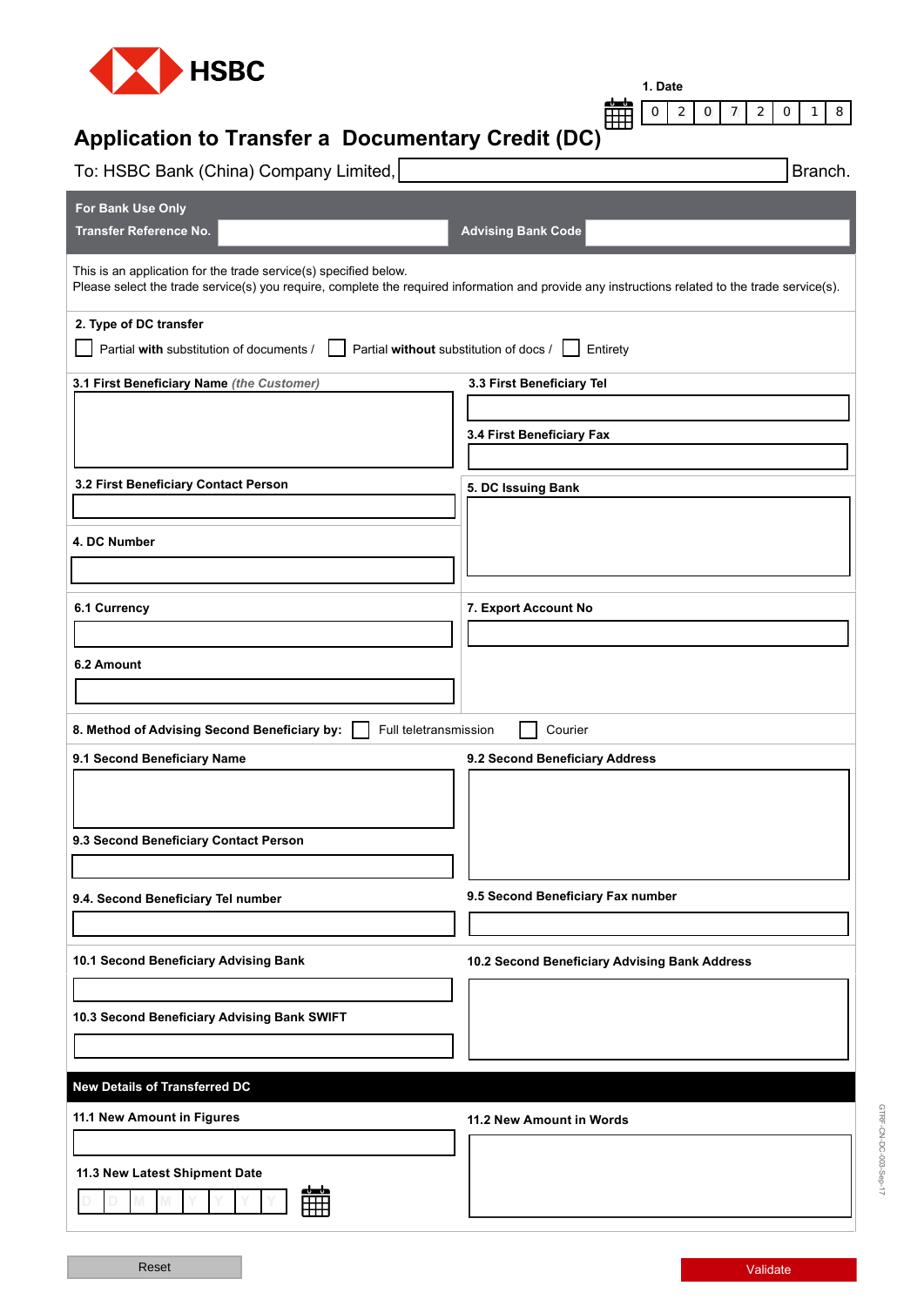HSBC

1. Date

| 0 | 2 | 0 | 7 | 2 | 0 | 1 | 8 |
|---|---|---|---|---|---|---|---|

# Application to Transfer a Documentary Credit (DC)

To: HSBC Bank (China) Company Limited, \_\_\_\_\_\_\_\_\_\_ Branch.

| For Bank Use Only | | | |
|---|---|---|---|
| Transfer Reference No. | | Advising Bank Code | |

This is an application for the trade service(s) specified below.
Please select the trade service(s) you require, complete the required information and provide any instructions related to the trade service(s).

**2. Type of DC transfer**

☐ Partial **with** substitution of documents / ☐ Partial **without** substitution of docs / ☐ Entirety

**3.1 First Beneficiary Name** *(the Customer)*

**3.2 First Beneficiary Contact Person**

**3.3 First Beneficiary Tel**

**3.4 First Beneficiary Fax**

**4. DC Number**

**5. DC Issuing Bank**

**6.1 Currency**

**6.2 Amount**

**7. Export Account No**

**8. Method of Advising Second Beneficiary by:** ☐ Full teletransmission ☐ Courier

**9.1 Second Beneficiary Name**

**9.2 Second Beneficiary Address**

**9.3 Second Beneficiary Contact Person**

**9.4. Second Beneficiary Tel number**

**9.5 Second Beneficiary Fax number**

**10.1 Second Beneficiary Advising Bank**

**10.2 Second Beneficiary Advising Bank Address**

**10.3 Second Beneficiary Advising Bank SWIFT**

## New Details of Transferred DC

**11.1 New Amount in Figures**

**11.2 New Amount in Words**

**11.3 New Latest Shipment Date**

| D | D | M | M | Y | Y | Y | Y |
|---|---|---|---|---|---|---|---|

Reset Validate

GTRF-CN-DC-003-Sep-17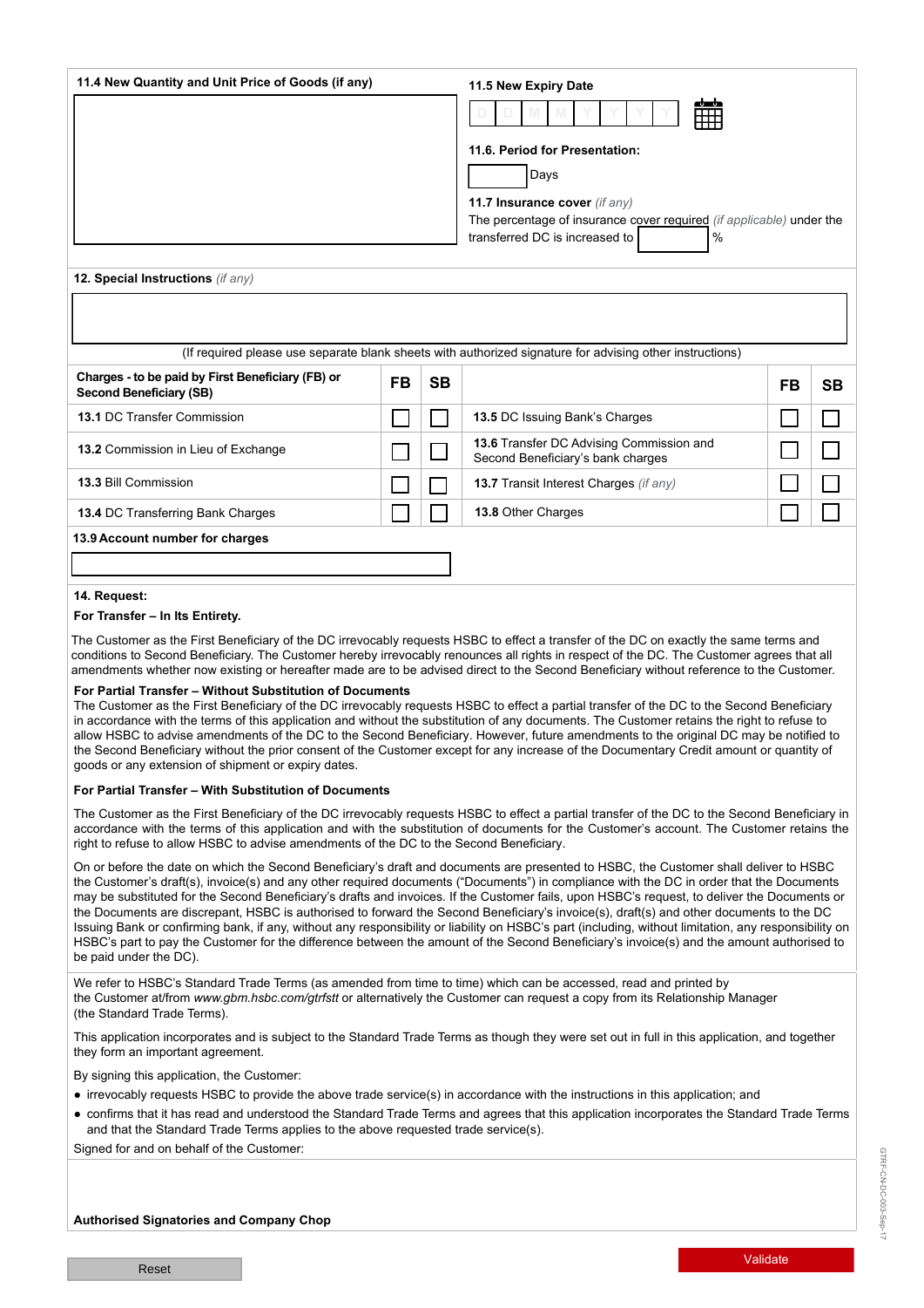**11.4 New Quantity and Unit Price of Goods (if any)**

**11.5 New Expiry Date**

D D M M Y Y Y Y

**11.6. Period for Presentation:**

Days

**11.7 Insurance cover** *(if any)*

The percentage of insurance cover required *(if applicable)* under the transferred DC is increased to %

**12. Special Instructions** *(if any)*

(If required please use separate blank sheets with authorized signature for advising other instructions)

| Charges - to be paid by First Beneficiary (FB) or Second Beneficiary (SB) | FB | SB | | FB | SB |
|---|---|---|---|---|---|
| **13.1** DC Transfer Commission | ☐ | ☐ | **13.5** DC Issuing Bank's Charges | ☐ | ☐ |
| **13.2** Commission in Lieu of Exchange | ☐ | ☐ | **13.6** Transfer DC Advising Commission and Second Beneficiary's bank charges | ☐ | ☐ |
| **13.3** Bill Commission | ☐ | ☐ | **13.7** Transit Interest Charges *(if any)* | ☐ | ☐ |
| **13.4** DC Transferring Bank Charges | ☐ | ☐ | **13.8** Other Charges | ☐ | ☐ |

**13.9 Account number for charges**

**14. Request:**

**For Transfer – In Its Entirety.**

The Customer as the First Beneficiary of the DC irrevocably requests HSBC to effect a transfer of the DC on exactly the same terms and conditions to Second Beneficiary. The Customer hereby irrevocably renounces all rights in respect of the DC. The Customer agrees that all amendments whether now existing or hereafter made are to be advised direct to the Second Beneficiary without reference to the Customer.

**For Partial Transfer – Without Substitution of Documents**

The Customer as the First Beneficiary of the DC irrevocably requests HSBC to effect a partial transfer of the DC to the Second Beneficiary in accordance with the terms of this application and without the substitution of any documents. The Customer retains the right to refuse to allow HSBC to advise amendments of the DC to the Second Beneficiary. However, future amendments to the original DC may be notified to the Second Beneficiary without the prior consent of the Customer except for any increase of the Documentary Credit amount or quantity of goods or any extension of shipment or expiry dates.

**For Partial Transfer – With Substitution of Documents**

The Customer as the First Beneficiary of the DC irrevocably requests HSBC to effect a partial transfer of the DC to the Second Beneficiary in accordance with the terms of this application and with the substitution of documents for the Customer's account. The Customer retains the right to refuse to allow HSBC to advise amendments of the DC to the Second Beneficiary.

On or before the date on which the Second Beneficiary's draft and documents are presented to HSBC, the Customer shall deliver to HSBC the Customer's draft(s), invoice(s) and any other required documents ("Documents") in compliance with the DC in order that the Documents may be substituted for the Second Beneficiary's drafts and invoices. If the Customer fails, upon HSBC's request, to deliver the Documents or the Documents are discrepant, HSBC is authorised to forward the Second Beneficiary's invoice(s), draft(s) and other documents to the DC Issuing Bank or confirming bank, if any, without any responsibility or liability on HSBC's part (including, without limitation, any responsibility on HSBC's part to pay the Customer for the difference between the amount of the Second Beneficiary's invoice(s) and the amount authorised to be paid under the DC).

We refer to HSBC's Standard Trade Terms (as amended from time to time) which can be accessed, read and printed by the Customer at/from *www.gbm.hsbc.com/gtrfstt* or alternatively the Customer can request a copy from its Relationship Manager (the Standard Trade Terms).

This application incorporates and is subject to the Standard Trade Terms as though they were set out in full in this application, and together they form an important agreement.

By signing this application, the Customer:

- irrevocably requests HSBC to provide the above trade service(s) in accordance with the instructions in this application; and
- confirms that it has read and understood the Standard Trade Terms and agrees that this application incorporates the Standard Trade Terms and that the Standard Trade Terms applies to the above requested trade service(s).

Signed for and on behalf of the Customer:

**Authorised Signatories and Company Chop**

GTRF-CN-DC-003-Sep-17

Reset

Validate